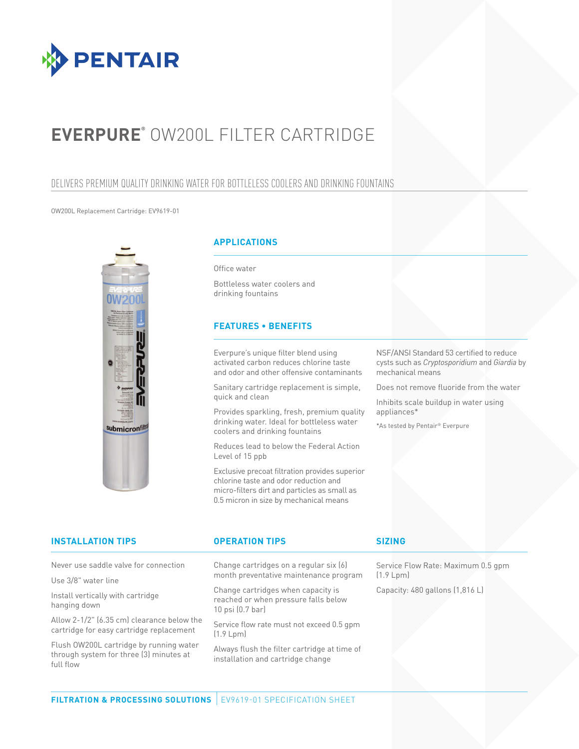PENTAIR

# EVERPURE® OW200L FILTER CARTRIDGE

DELIVERS PREMIUM QUALITY DRINKING WATER FOR BOTTLELESS COOLERS AND DRINKING FOUNTAINS

OW200L Replacement Cartridge: EV9619-01

## APPLICATIONS

Office water

Bottleless water coolers and drinking fountains

## FEATURES • BENEFITS

Everpure's unique filter blend using activated carbon reduces chlorine taste and odor and other offensive contaminants

Sanitary cartridge replacement is simple, quick and clean

Provides sparkling, fresh, premium quality drinking water. Ideal for bottleless water coolers and drinking fountains

Reduces lead to below the Federal Action Level of 15 ppb

Exclusive precoat filtration provides superior chlorine taste and odor reduction and micro-filters dirt and particles as small as 0.5 micron in size by mechanical means

NSF/ANSI Standard 53 certified to reduce cysts such as *Cryptosporidium* and *Giardia* by mechanical means

Does not remove fluoride from the water

Inhibits scale buildup in water using appliances*

*As tested by Pentair® Everpure

## INSTALLATION TIPS

Never use saddle valve for connection

Use 3/8" water line

Install vertically with cartridge hanging down

Allow 2-1/2" (6.35 cm) clearance below the cartridge for easy cartridge replacement

Flush OW200L cartridge by running water through system for three (3) minutes at full flow

## OPERATION TIPS

Change cartridges on a regular six (6) month preventative maintenance program

Change cartridges when capacity is reached or when pressure falls below 10 psi (0.7 bar)

Service flow rate must not exceed 0.5 gpm (1.9 Lpm)

Always flush the filter cartridge at time of installation and cartridge change

## SIZING

Service Flow Rate: Maximum 0.5 gpm (1.9 Lpm)

Capacity: 480 gallons (1,816 L)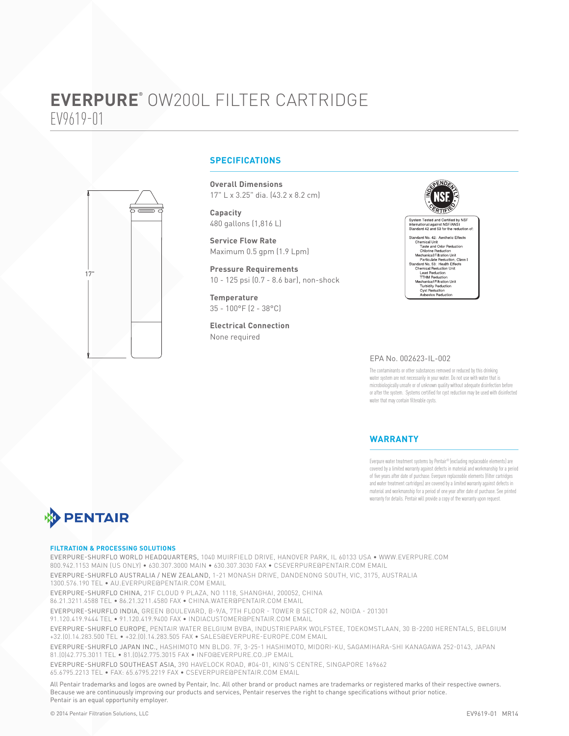# EVERPURE® OW200L FILTER CARTRIDGE

EV9619-01

17"

## SPECIFICATIONS

**Overall Dimensions**
17" L x 3.25" dia. (43.2 x 8.2 cm)

**Capacity**
480 gallons (1,816 L)

**Service Flow Rate**
Maximum 0.5 gpm (1.9 Lpm)

**Pressure Requirements**
10 - 125 psi (0.7 - 8.6 bar), non-shock

**Temperature**
35 - 100°F (2 - 38°C)

**Electrical Connection**
None required

INDEPENDENTLY NSF CERTIFIED

System Tested and Certified by NSF International against NSF/ANSI Standard 42 and 53 for the reduction of:

Standard No. 42: Aesthetic Effects
- Chemical Unit
  - Taste and Odor Reduction
  - Chlorine Reduction
- Mechanical Filtration Unit
  - Particulate Reduction, Class I

Standard No. 53: Health Effects
- Chemical Reduction Unit
  - Lead Reduction
  - TTHM Reduction
- Mechanical Filtration Unit
  - Turbidity Reduction
  - Cyst Reduction
  - Asbestos Reduction

EPA No. 002623-IL-002

The contaminants or other substances removed or reduced by this drinking water system are not necessarily in your water. Do not use with water that is microbiologically unsafe or of unknown quality without adequate disinfection before or after the system. Systems certified for cyst reduction may be used with disinfected water that may contain filterable cysts.

## WARRANTY

Everpure water treatment systems by Pentair® (excluding replaceable elements) are covered by a limited warranty against defects in material and workmanship for a period of five years after date of purchase. Everpure replaceable elements (filter cartridges and water treatment cartridges) are covered by a limited warranty against defects in material and workmanship for a period of one year after date of purchase. See printed warranty for details. Pentair will provide a copy of the warranty upon request.

PENTAIR

**FILTRATION & PROCESSING SOLUTIONS**

EVERPURE-SHURFLO WORLD HEADQUARTERS, 1040 MUIRFIELD DRIVE, HANOVER PARK, IL 60133 USA • WWW.EVERPURE.COM
800.942.1153 MAIN (US ONLY) • 630.307.3000 MAIN • 630.307.3030 FAX • CSEVERPURE@PENTAIR.COM EMAIL

EVERPURE-SHURFLO AUSTRALIA / NEW ZEALAND, 1-21 MONASH DRIVE, DANDENONG SOUTH, VIC, 3175, AUSTRALIA
1300.576.190 TEL • AU.EVERPURE@PENTAIR.COM EMAIL

EVERPURE-SHURFLO CHINA, 21F CLOUD 9 PLAZA, NO 1118, SHANGHAI, 200052, CHINA
86.21.3211.4588 TEL • 86.21.3211.4580 FAX • CHINA.WATER@PENTAIR.COM EMAIL

EVERPURE-SHURFLO INDIA, GREEN BOULEVARD, B-9/A, 7TH FLOOR - TOWER B SECTOR 62, NOIDA - 201301
91.120.419.9444 TEL • 91.120.419.9400 FAX • INDIACUSTOMER@PENTAIR.COM EMAIL

EVERPURE-SHURFLO EUROPE, PENTAIR WATER BELGIUM BVBA, INDUSTRIEPARK WOLFSTEE, TOEKOMSTLAAN, 30 B-2200 HERENTALS, BELGIUM
+32.(0).14.283.500 TEL • +32.(0).14.283.505 FAX • SALES@EVERPURE-EUROPE.COM EMAIL

EVERPURE-SHURFLO JAPAN INC., HASHIMOTO MN BLDG. 7F, 3-25-1 HASHIMOTO, MIDORI-KU, SAGAMIHARA-SHI KANAGAWA 252-0143, JAPAN
81.(0)42.775.3011 TEL • 81.(0)42.775.3015 FAX • INFO@EVERPURE.CO.JP EMAIL

EVERPURE-SHURFLO SOUTHEAST ASIA, 390 HAVELOCK ROAD, #04-01, KING'S CENTRE, SINGAPORE 169662
65.6795.2213 TEL • FAX: 65.6795.2219 FAX • CSEVERPURE@PENTAIR.COM EMAIL

All Pentair trademarks and logos are owned by Pentair, Inc. All other brand or product names are trademarks or registered marks of their respective owners. Because we are continuously improving our products and services, Pentair reserves the right to change specifications without prior notice.
Pentair is an equal opportunity employer.

© 2014 Pentair Filtration Solutions, LLC

EV9619-01 MR14